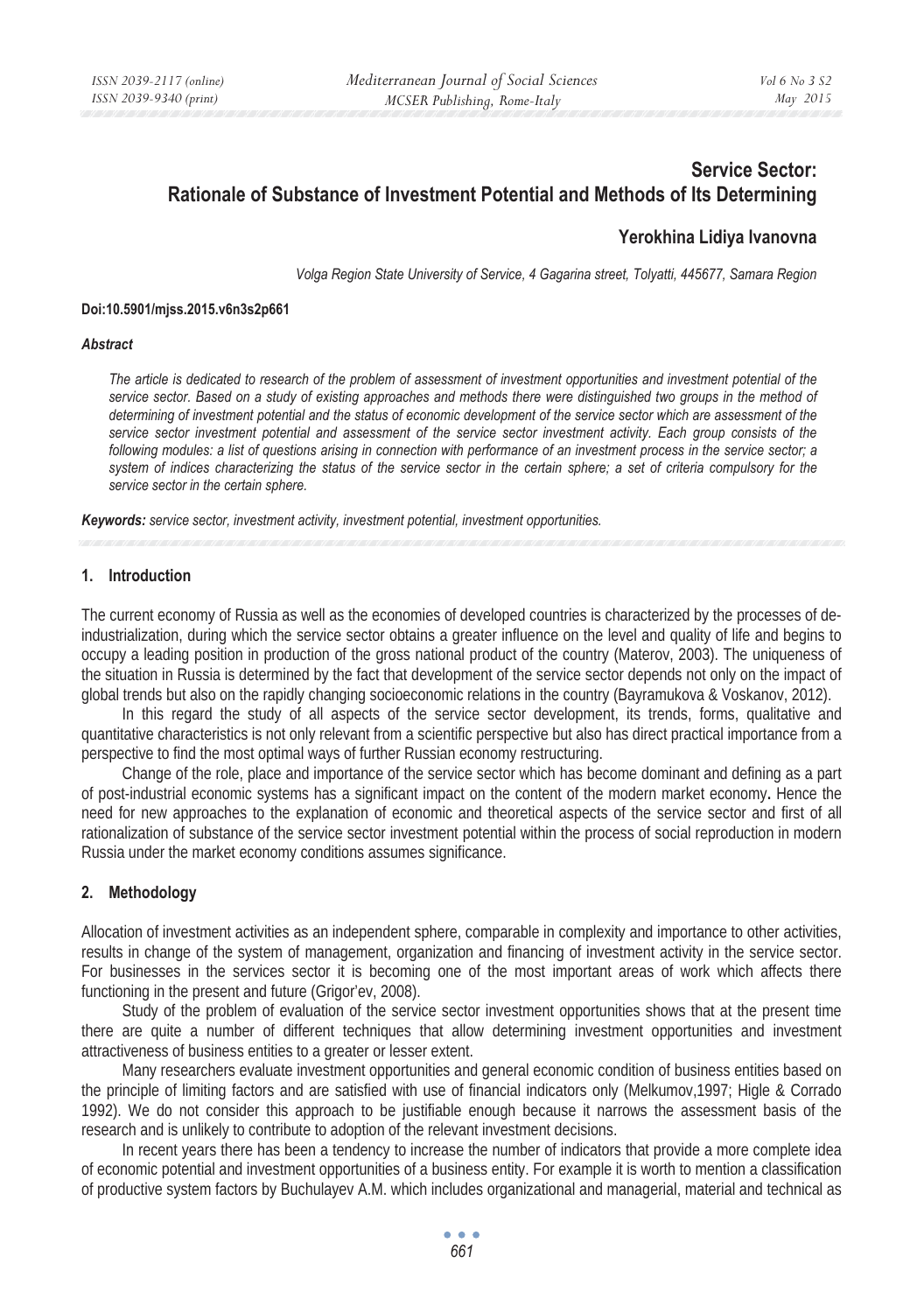# Service Sector: Rationale of Substance of Investment Potential and Methods of Its Determining

**Yerokhina Lidiya Ivanovna**

*Volga Region State University of Service, 4 Gagarina street, Tolyatti, 445677, Samara Region*

**Doi:10.5901/mjss.2015.v6n3s2p661**

***Abstract***

*The article is dedicated to research of the problem of assessment of investment opportunities and investment potential of the service sector. Based on a study of existing approaches and methods there were distinguished two groups in the method of determining of investment potential and the status of economic development of the service sector which are assessment of the service sector investment potential and assessment of the service sector investment activity. Each group consists of the following modules: a list of questions arising in connection with performance of an investment process in the service sector; a system of indices characterizing the status of the service sector in the certain sphere; a set of criteria compulsory for the service sector in the certain sphere.*

***Keywords:*** *service sector, investment activity, investment potential, investment opportunities.*

## 1. Introduction

The current economy of Russia as well as the economies of developed countries is characterized by the processes of de-industrialization, during which the service sector obtains a greater influence on the level and quality of life and begins to occupy a leading position in production of the gross national product of the country (Materov, 2003). The uniqueness of the situation in Russia is determined by the fact that development of the service sector depends not only on the impact of global trends but also on the rapidly changing socioeconomic relations in the country (Bayramukova & Voskanov, 2012).

In this regard the study of all aspects of the service sector development, its trends, forms, qualitative and quantitative characteristics is not only relevant from a scientific perspective but also has direct practical importance from a perspective to find the most optimal ways of further Russian economy restructuring.

Change of the role, place and importance of the service sector which has become dominant and defining as a part of post-industrial economic systems has a significant impact on the content of the modern market economy**.** Hence the need for new approaches to the explanation of economic and theoretical aspects of the service sector and first of all rationalization of substance of the service sector investment potential within the process of social reproduction in modern Russia under the market economy conditions assumes significance.

## 2. Methodology

Allocation of investment activities as an independent sphere, comparable in complexity and importance to other activities, results in change of the system of management, organization and financing of investment activity in the service sector. For businesses in the services sector it is becoming one of the most important areas of work which affects there functioning in the present and future (Grigor'ev, 2008).

Study of the problem of evaluation of the service sector investment opportunities shows that at the present time there are quite a number of different techniques that allow determining investment opportunities and investment attractiveness of business entities to a greater or lesser extent.

Many researchers evaluate investment opportunities and general economic condition of business entities based on the principle of limiting factors and are satisfied with use of financial indicators only (Melkumov,1997; Higle & Corrado 1992). We do not consider this approach to be justifiable enough because it narrows the assessment basis of the research and is unlikely to contribute to adoption of the relevant investment decisions.

In recent years there has been a tendency to increase the number of indicators that provide a more complete idea of economic potential and investment opportunities of a business entity. For example it is worth to mention a classification of productive system factors by Buchulayev A.M. which includes organizational and managerial, material and technical as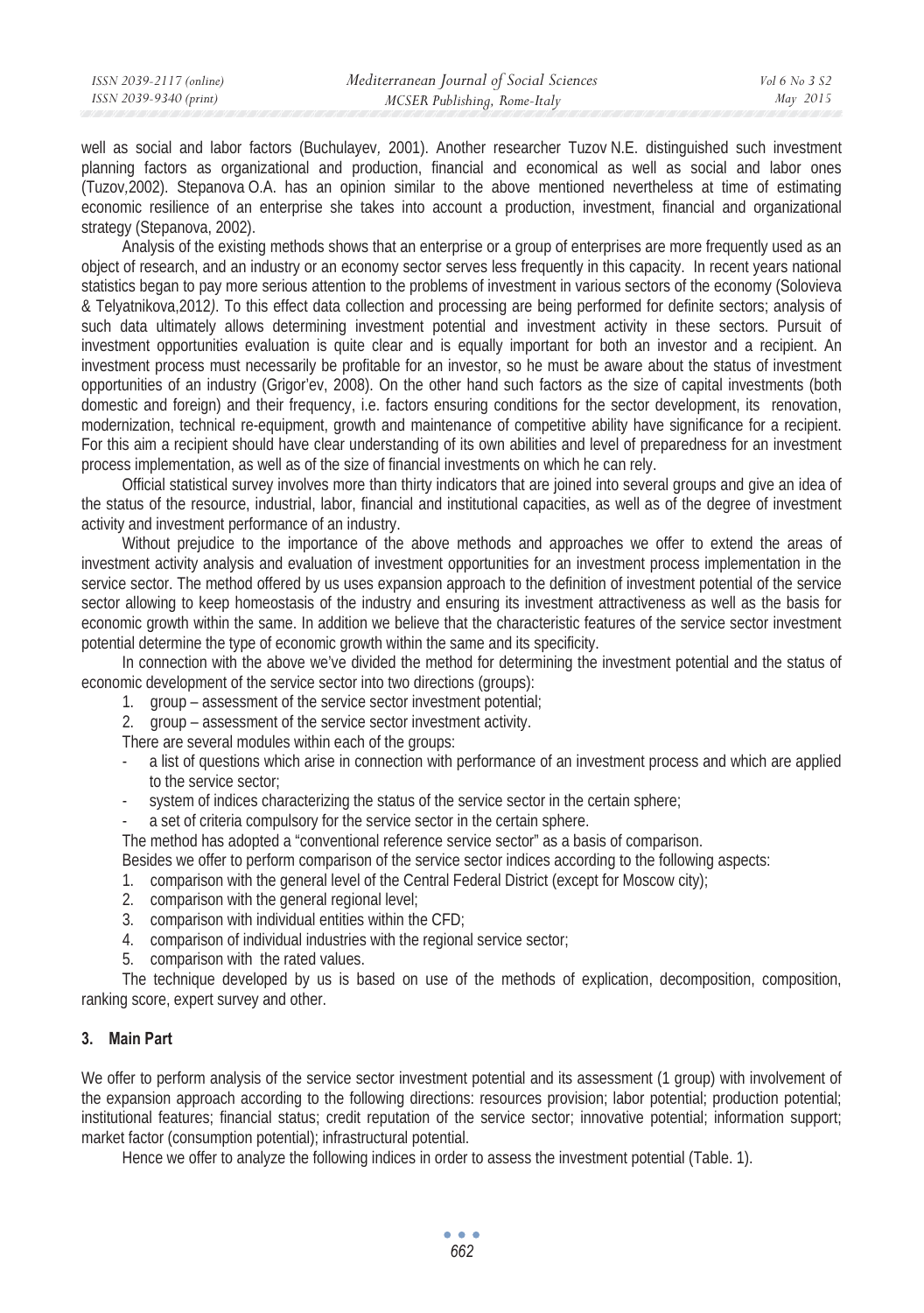well as social and labor factors (Buchulayev, 2001). Another researcher Tuzov N.E. distinguished such investment planning factors as organizational and production, financial and economical as well as social and labor ones (Tuzov,2002). Stepanova O.A. has an opinion similar to the above mentioned nevertheless at time of estimating economic resilience of an enterprise she takes into account a production, investment, financial and organizational strategy (Stepanova, 2002).

Analysis of the existing methods shows that an enterprise or a group of enterprises are more frequently used as an object of research, and an industry or an economy sector serves less frequently in this capacity. In recent years national statistics began to pay more serious attention to the problems of investment in various sectors of the economy (Solovieva & Telyatnikova,2012). To this effect data collection and processing are being performed for definite sectors; analysis of such data ultimately allows determining investment potential and investment activity in these sectors. Pursuit of investment opportunities evaluation is quite clear and is equally important for both an investor and a recipient. An investment process must necessarily be profitable for an investor, so he must be aware about the status of investment opportunities of an industry (Grigor'ev, 2008). On the other hand such factors as the size of capital investments (both domestic and foreign) and their frequency, i.e. factors ensuring conditions for the sector development, its renovation, modernization, technical re-equipment, growth and maintenance of competitive ability have significance for a recipient. For this aim a recipient should have clear understanding of its own abilities and level of preparedness for an investment process implementation, as well as of the size of financial investments on which he can rely.

Official statistical survey involves more than thirty indicators that are joined into several groups and give an idea of the status of the resource, industrial, labor, financial and institutional capacities, as well as of the degree of investment activity and investment performance of an industry.

Without prejudice to the importance of the above methods and approaches we offer to extend the areas of investment activity analysis and evaluation of investment opportunities for an investment process implementation in the service sector. The method offered by us uses expansion approach to the definition of investment potential of the service sector allowing to keep homeostasis of the industry and ensuring its investment attractiveness as well as the basis for economic growth within the same. In addition we believe that the characteristic features of the service sector investment potential determine the type of economic growth within the same and its specificity.

In connection with the above we've divided the method for determining the investment potential and the status of economic development of the service sector into two directions (groups):

1. group – assessment of the service sector investment potential;
2. group – assessment of the service sector investment activity.

There are several modules within each of the groups:

- a list of questions which arise in connection with performance of an investment process and which are applied to the service sector;
- system of indices characterizing the status of the service sector in the certain sphere;
- a set of criteria compulsory for the service sector in the certain sphere.

The method has adopted a "conventional reference service sector" as a basis of comparison.

Besides we offer to perform comparison of the service sector indices according to the following aspects:

1. comparison with the general level of the Central Federal District (except for Moscow city);
2. comparison with the general regional level;
3. comparison with individual entities within the CFD;
4. comparison of individual industries with the regional service sector;
5. comparison with the rated values.

The technique developed by us is based on use of the methods of explication, decomposition, composition, ranking score, expert survey and other.

## 3. Main Part

We offer to perform analysis of the service sector investment potential and its assessment (1 group) with involvement of the expansion approach according to the following directions: resources provision; labor potential; production potential; institutional features; financial status; credit reputation of the service sector; innovative potential; information support; market factor (consumption potential); infrastructural potential.

Hence we offer to analyze the following indices in order to assess the investment potential (Table. 1).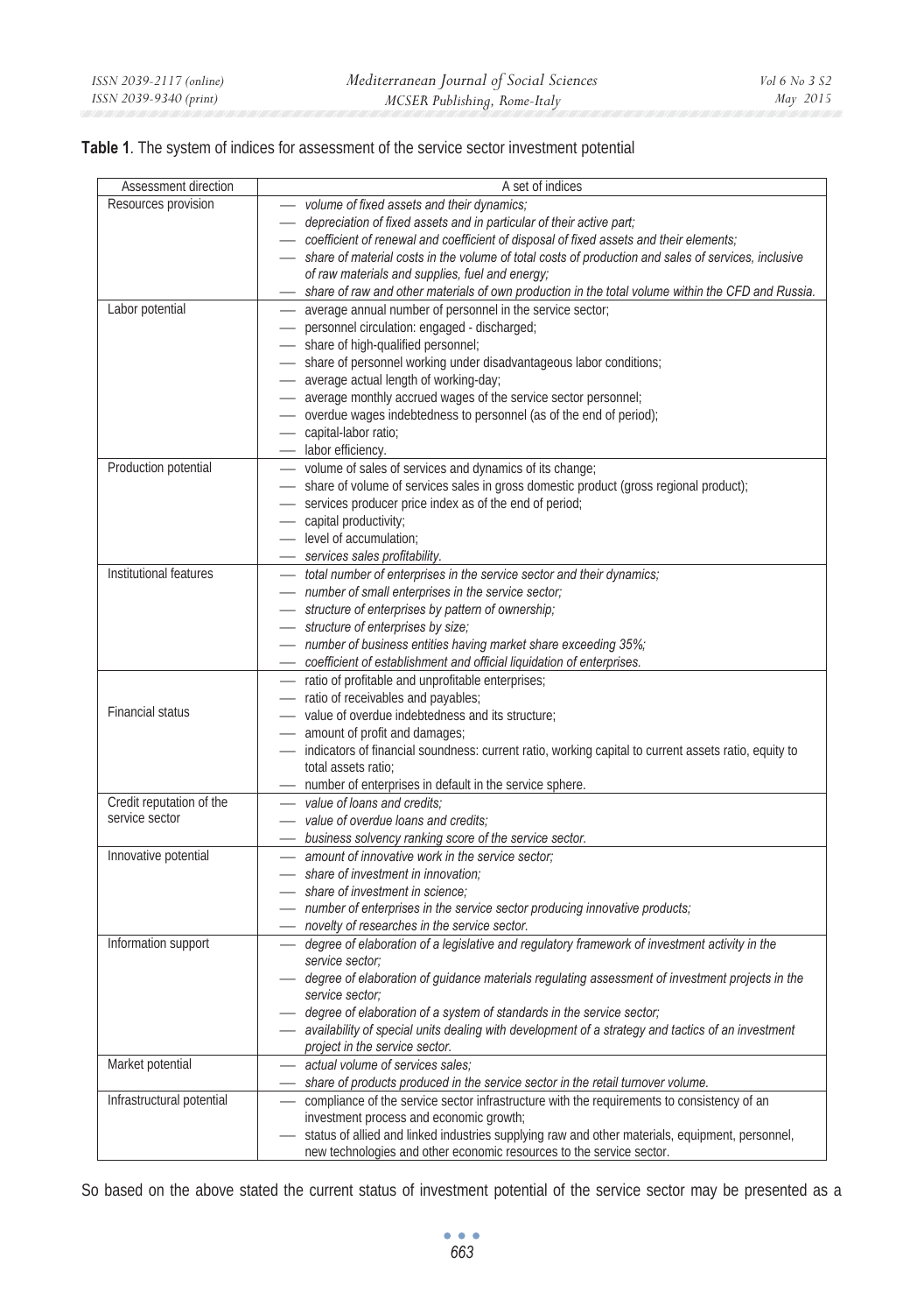**Table 1**. The system of indices for assessment of the service sector investment potential

| Assessment direction | A set of indices |
| --- | --- |
| Resources provision | — *volume of fixed assets and their dynamics;*<br>— *depreciation of fixed assets and in particular of their active part;*<br>— *coefficient of renewal and coefficient of disposal of fixed assets and their elements;*<br>— *share of material costs in the volume of total costs of production and sales of services, inclusive of raw materials and supplies, fuel and energy;*<br>— *share of raw and other materials of own production in the total volume within the CFD and Russia.* |
| Labor potential | — average annual number of personnel in the service sector;<br>— personnel circulation: engaged - discharged;<br>— share of high-qualified personnel;<br>— share of personnel working under disadvantageous labor conditions;<br>— average actual length of working-day;<br>— average monthly accrued wages of the service sector personnel;<br>— overdue wages indebtedness to personnel (as of the end of period);<br>— capital-labor ratio;<br>— labor efficiency. |
| Production potential | — volume of sales of services and dynamics of its change;<br>— share of volume of services sales in gross domestic product (gross regional product);<br>— services producer price index as of the end of period;<br>— capital productivity;<br>— level of accumulation;<br>— *services sales profitability.* |
| Institutional features | — *total number of enterprises in the service sector and their dynamics;*<br>— *number of small enterprises in the service sector;*<br>— *structure of enterprises by pattern of ownership;*<br>— *structure of enterprises by size;*<br>— *number of business entities having market share exceeding 35%;*<br>— *coefficient of establishment and official liquidation of enterprises.* |
| Financial status | — ratio of profitable and unprofitable enterprises;<br>— ratio of receivables and payables;<br>— value of overdue indebtedness and its structure;<br>— amount of profit and damages;<br>— indicators of financial soundness: current ratio, working capital to current assets ratio, equity to total assets ratio;<br>— number of enterprises in default in the service sphere. |
| Credit reputation of the service sector | — *value of loans and credits;*<br>— *value of overdue loans and credits;*<br>— *business solvency ranking score of the service sector.* |
| Innovative potential | — *amount of innovative work in the service sector;*<br>— *share of investment in innovation;*<br>— *share of investment in science;*<br>— *number of enterprises in the service sector producing innovative products;*<br>— *novelty of researches in the service sector.* |
| Information support | — *degree of elaboration of a legislative and regulatory framework of investment activity in the service sector;*<br>— *degree of elaboration of guidance materials regulating assessment of investment projects in the service sector;*<br>— *degree of elaboration of a system of standards in the service sector;*<br>— *availability of special units dealing with development of a strategy and tactics of an investment project in the service sector.* |
| Market potential | — *actual volume of services sales;*<br>— *share of products produced in the service sector in the retail turnover volume.* |
| Infrastructural potential | — compliance of the service sector infrastructure with the requirements to consistency of an investment process and economic growth;<br>— status of allied and linked industries supplying raw and other materials, equipment, personnel, new technologies and other economic resources to the service sector. |

So based on the above stated the current status of investment potential of the service sector may be presented as a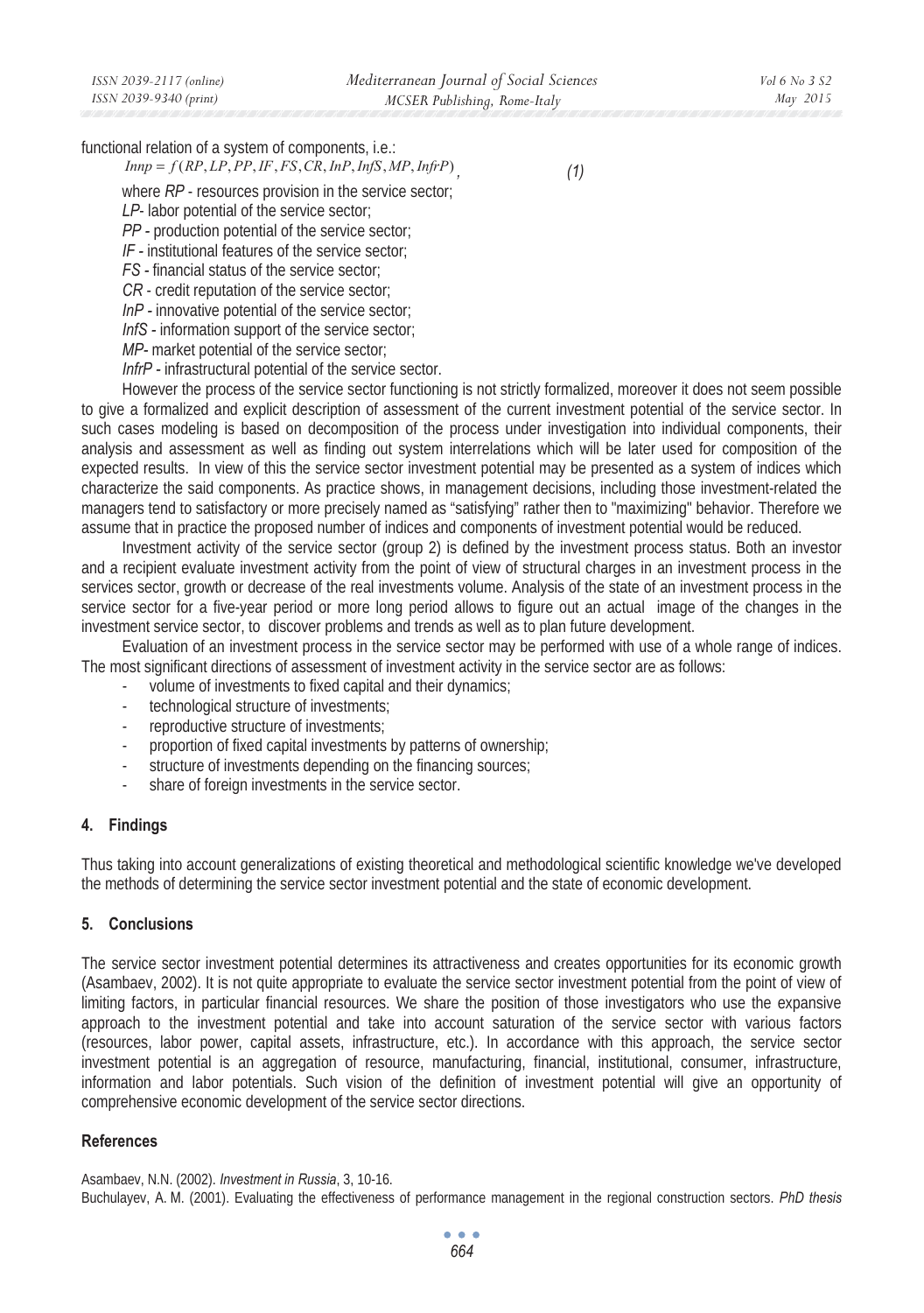functional relation of a system of components, i.e.:

$$Innp = f(RP, LP, PP, IF, FS, CR, InP, InfS, MP, InfrP), \quad (1)$$

where *RP* - resources provision in the service sector;
*LP*- labor potential of the service sector;
*PP* - production potential of the service sector;
*IF* - institutional features of the service sector;
*FS* - financial status of the service sector;
*CR* - credit reputation of the service sector;
*InP* - innovative potential of the service sector;
*InfS* - information support of the service sector;
*MP*- market potential of the service sector;
*InfrP* - infrastructural potential of the service sector.

However the process of the service sector functioning is not strictly formalized, moreover it does not seem possible to give a formalized and explicit description of assessment of the current investment potential of the service sector. In such cases modeling is based on decomposition of the process under investigation into individual components, their analysis and assessment as well as finding out system interrelations which will be later used for composition of the expected results. In view of this the service sector investment potential may be presented as a system of indices which characterize the said components. As practice shows, in management decisions, including those investment-related the managers tend to satisfactory or more precisely named as "satisfying" rather then to "maximizing" behavior. Therefore we assume that in practice the proposed number of indices and components of investment potential would be reduced.

Investment activity of the service sector (group 2) is defined by the investment process status. Both an investor and a recipient evaluate investment activity from the point of view of structural charges in an investment process in the services sector, growth or decrease of the real investments volume. Analysis of the state of an investment process in the service sector for a five-year period or more long period allows to figure out an actual image of the changes in the investment service sector, to discover problems and trends as well as to plan future development.

Evaluation of an investment process in the service sector may be performed with use of a whole range of indices. The most significant directions of assessment of investment activity in the service sector are as follows:

- volume of investments to fixed capital and their dynamics;
- technological structure of investments;
- reproductive structure of investments;
- proportion of fixed capital investments by patterns of ownership;
- structure of investments depending on the financing sources;
- share of foreign investments in the service sector.

## 4. Findings

Thus taking into account generalizations of existing theoretical and methodological scientific knowledge we've developed the methods of determining the service sector investment potential and the state of economic development.

## 5. Conclusions

The service sector investment potential determines its attractiveness and creates opportunities for its economic growth (Asambaev, 2002). It is not quite appropriate to evaluate the service sector investment potential from the point of view of limiting factors, in particular financial resources. We share the position of those investigators who use the expansive approach to the investment potential and take into account saturation of the service sector with various factors (resources, labor power, capital assets, infrastructure, etc.). In accordance with this approach, the service sector investment potential is an aggregation of resource, manufacturing, financial, institutional, consumer, infrastructure, information and labor potentials. Such vision of the definition of investment potential will give an opportunity of comprehensive economic development of the service sector directions.

## References

Asambaev, N.N. (2002). *Investment in Russia*, 3, 10-16.

Buchulayev, A. M. (2001). Evaluating the effectiveness of performance management in the regional construction sectors. *PhD thesis*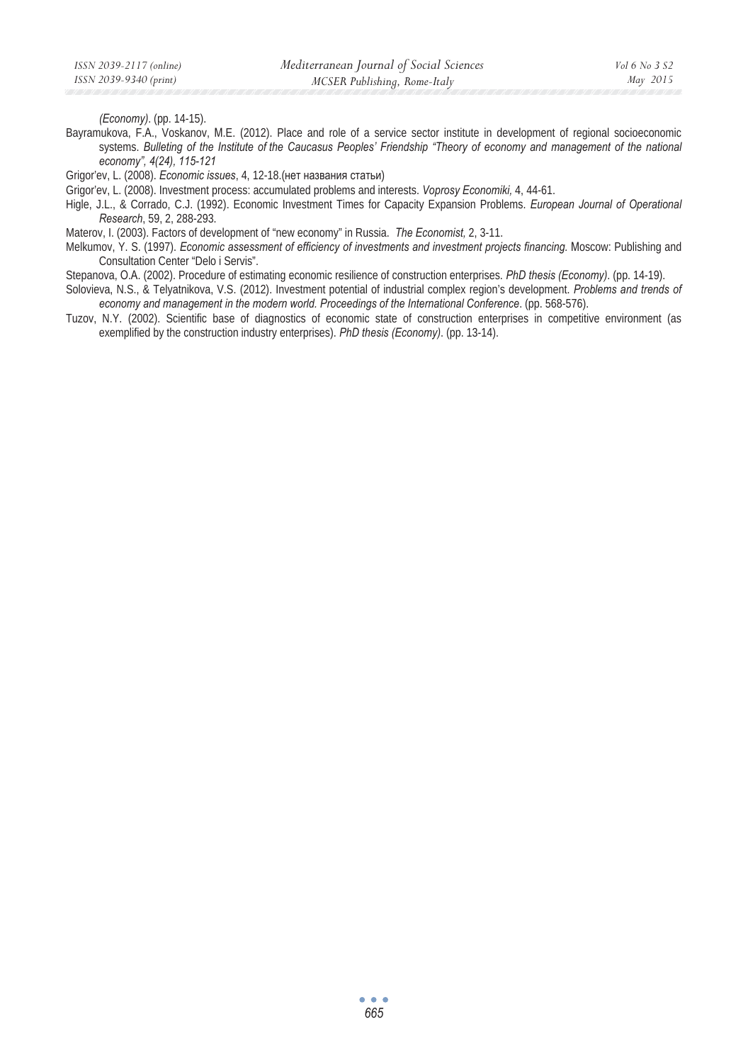*(Economy)*. (pp. 14-15).

Bayramukova, F.A., Voskanov, M.E. (2012). Place and role of a service sector institute in development of regional socioeconomic systems. *Bulleting of the Institute of the Caucasus Peoples' Friendship "Theory of economy and management of the national economy", 4(24), 115-121*

Grigor'ev, L. (2008). *Economic issues*, 4, 12-18.(нет названия статьи)

Grigor'ev, L. (2008). Investment process: accumulated problems and interests. *Voprosy Economiki,* 4, 44-61.

Higle, J.L., & Corrado, C.J. (1992). Economic Investment Times for Capacity Expansion Problems. *European Journal of Operational Research*, 59, 2, 288-293.

Materov, I. (2003). Factors of development of "new economy" in Russia. *The Economist,* 2, 3-11.

Melkumov, Y. S. (1997). *Economic assessment of efficiency of investments and investment projects financing.* Moscow: Publishing and Consultation Center "Delo i Servis".

Stepanova, O.A. (2002). Procedure of estimating economic resilience of construction enterprises. *PhD thesis (Economy)*. (pp. 14-19).

Solovieva, N.S., & Telyatnikova, V.S. (2012). Investment potential of industrial complex region's development. *Problems and trends of economy and management in the modern world. Proceedings of the International Conference*. (pp. 568-576).

Tuzov, N.Y. (2002). Scientific base of diagnostics of economic state of construction enterprises in competitive environment (as exemplified by the construction industry enterprises). *PhD thesis (Economy)*. (pp. 13-14).